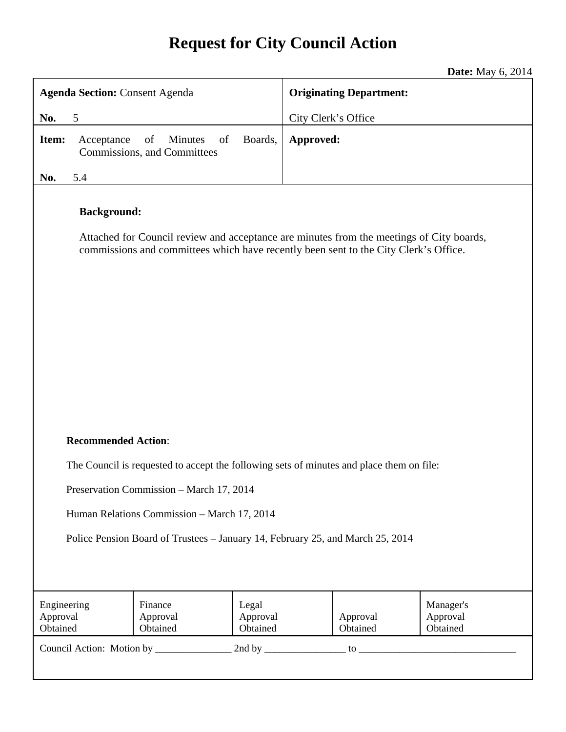# Request for City Council Action

**Date:** May 6, 2014

| **Agenda Section:** Consent Agenda<br><br>**No.** 5 | **Originating Department:**<br><br>City Clerk's Office |
|---|---|
| **Item:** Acceptance of Minutes of Boards, Commissions, and Committees<br><br>**No.** 5.4 | **Approved:** |

**Background:**

Attached for Council review and acceptance are minutes from the meetings of City boards, commissions and committees which have recently been sent to the City Clerk's Office.

**Recommended Action**:

The Council is requested to accept the following sets of minutes and place them on file:

Preservation Commission – March 17, 2014

Human Relations Commission – March 17, 2014

Police Pension Board of Trustees – January 14, February 25, and March 25, 2014

| Engineering Approval Obtained | Finance Approval Obtained | Legal Approval Obtained | Approval Obtained | Manager's Approval Obtained |
|---|---|---|---|---|

Council Action: Motion by _______________ 2nd by ________________ to ________________________________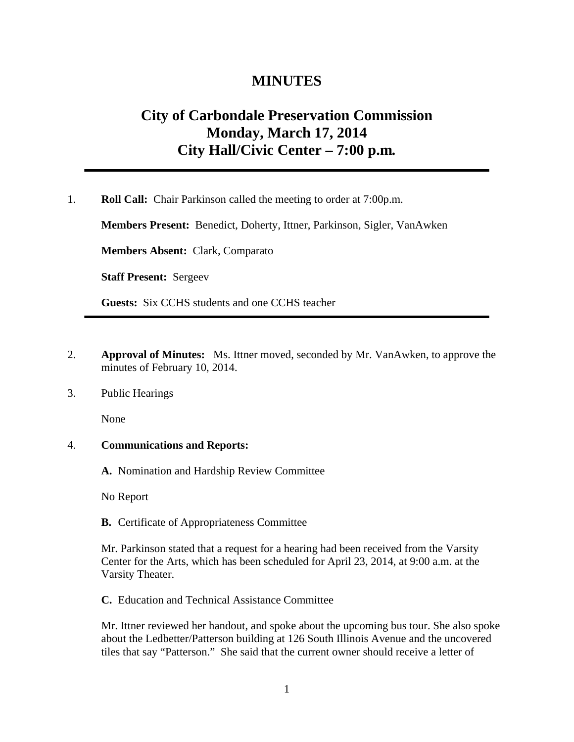# MINUTES

## City of Carbondale Preservation Commission
## Monday, March 17, 2014
## City Hall/Civic Center – 7:00 p.m.

---

1. **Roll Call:** Chair Parkinson called the meeting to order at 7:00p.m.

   **Members Present:** Benedict, Doherty, Ittner, Parkinson, Sigler, VanAwken

   **Members Absent:** Clark, Comparato

   **Staff Present:** Sergeev

   **Guests:** Six CCHS students and one CCHS teacher

---

2. **Approval of Minutes:** Ms. Ittner moved, seconded by Mr. VanAwken, to approve the minutes of February 10, 2014.

3. Public Hearings

   None

4. **Communications and Reports:**

   **A.** Nomination and Hardship Review Committee

   No Report

   **B.** Certificate of Appropriateness Committee

   Mr. Parkinson stated that a request for a hearing had been received from the Varsity Center for the Arts, which has been scheduled for April 23, 2014, at 9:00 a.m. at the Varsity Theater.

   **C.** Education and Technical Assistance Committee

   Mr. Ittner reviewed her handout, and spoke about the upcoming bus tour. She also spoke about the Ledbetter/Patterson building at 126 South Illinois Avenue and the uncovered tiles that say "Patterson." She said that the current owner should receive a letter of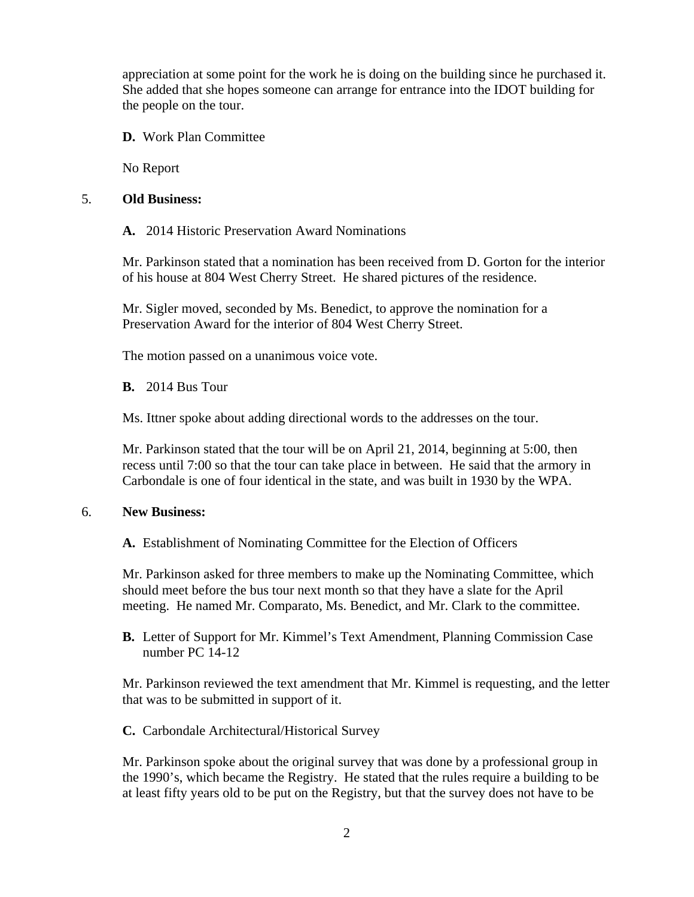appreciation at some point for the work he is doing on the building since he purchased it. She added that she hopes someone can arrange for entrance into the IDOT building for the people on the tour.

**D.** Work Plan Committee

No Report

5. **Old Business:**

**A.** 2014 Historic Preservation Award Nominations

Mr. Parkinson stated that a nomination has been received from D. Gorton for the interior of his house at 804 West Cherry Street. He shared pictures of the residence.

Mr. Sigler moved, seconded by Ms. Benedict, to approve the nomination for a Preservation Award for the interior of 804 West Cherry Street.

The motion passed on a unanimous voice vote.

**B.** 2014 Bus Tour

Ms. Ittner spoke about adding directional words to the addresses on the tour.

Mr. Parkinson stated that the tour will be on April 21, 2014, beginning at 5:00, then recess until 7:00 so that the tour can take place in between. He said that the armory in Carbondale is one of four identical in the state, and was built in 1930 by the WPA.

6. **New Business:**

**A.** Establishment of Nominating Committee for the Election of Officers

Mr. Parkinson asked for three members to make up the Nominating Committee, which should meet before the bus tour next month so that they have a slate for the April meeting. He named Mr. Comparato, Ms. Benedict, and Mr. Clark to the committee.

**B.** Letter of Support for Mr. Kimmel's Text Amendment, Planning Commission Case number PC 14-12

Mr. Parkinson reviewed the text amendment that Mr. Kimmel is requesting, and the letter that was to be submitted in support of it.

**C.** Carbondale Architectural/Historical Survey

Mr. Parkinson spoke about the original survey that was done by a professional group in the 1990's, which became the Registry. He stated that the rules require a building to be at least fifty years old to be put on the Registry, but that the survey does not have to be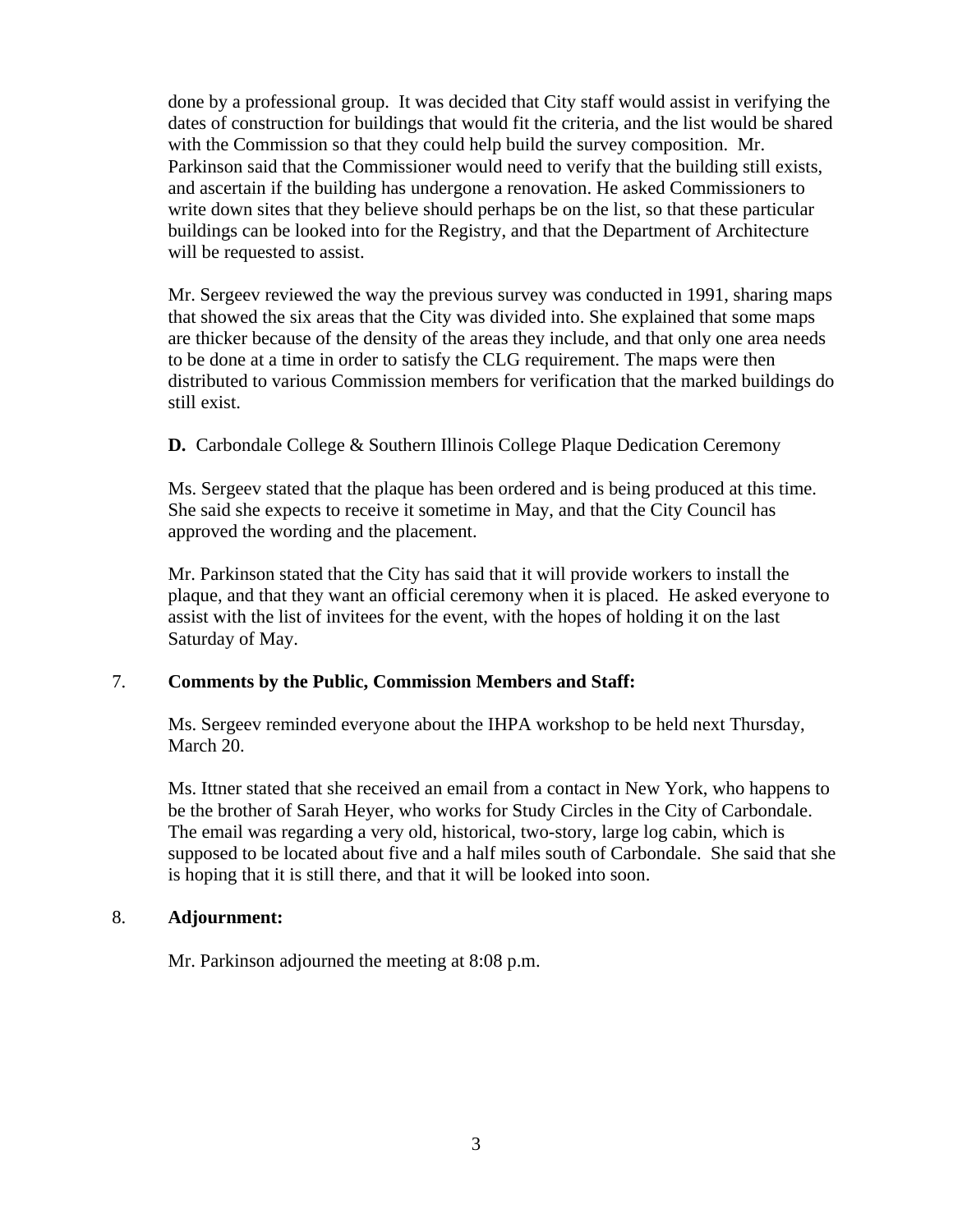done by a professional group. It was decided that City staff would assist in verifying the dates of construction for buildings that would fit the criteria, and the list would be shared with the Commission so that they could help build the survey composition. Mr. Parkinson said that the Commissioner would need to verify that the building still exists, and ascertain if the building has undergone a renovation. He asked Commissioners to write down sites that they believe should perhaps be on the list, so that these particular buildings can be looked into for the Registry, and that the Department of Architecture will be requested to assist.

Mr. Sergeev reviewed the way the previous survey was conducted in 1991, sharing maps that showed the six areas that the City was divided into. She explained that some maps are thicker because of the density of the areas they include, and that only one area needs to be done at a time in order to satisfy the CLG requirement. The maps were then distributed to various Commission members for verification that the marked buildings do still exist.

**D.** Carbondale College & Southern Illinois College Plaque Dedication Ceremony

Ms. Sergeev stated that the plaque has been ordered and is being produced at this time. She said she expects to receive it sometime in May, and that the City Council has approved the wording and the placement.

Mr. Parkinson stated that the City has said that it will provide workers to install the plaque, and that they want an official ceremony when it is placed. He asked everyone to assist with the list of invitees for the event, with the hopes of holding it on the last Saturday of May.

7. **Comments by the Public, Commission Members and Staff:**

Ms. Sergeev reminded everyone about the IHPA workshop to be held next Thursday, March 20.

Ms. Ittner stated that she received an email from a contact in New York, who happens to be the brother of Sarah Heyer, who works for Study Circles in the City of Carbondale. The email was regarding a very old, historical, two-story, large log cabin, which is supposed to be located about five and a half miles south of Carbondale. She said that she is hoping that it is still there, and that it will be looked into soon.

8. **Adjournment:**

Mr. Parkinson adjourned the meeting at 8:08 p.m.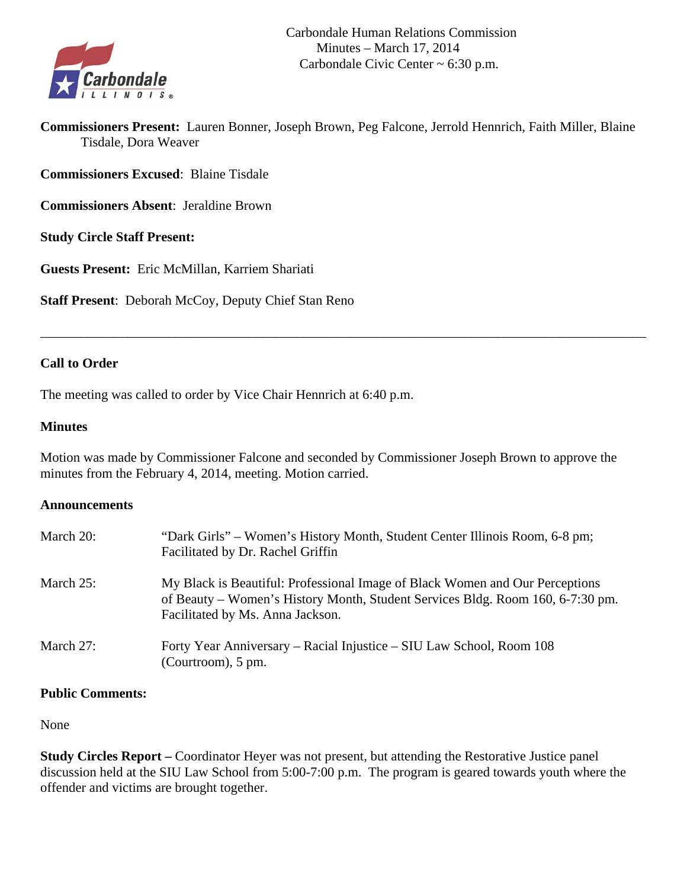Carbondale Human Relations Commission
Minutes – March 17, 2014
Carbondale Civic Center ~ 6:30 p.m.

**Commissioners Present:** Lauren Bonner, Joseph Brown, Peg Falcone, Jerrold Hennrich, Faith Miller, Blaine Tisdale, Dora Weaver

**Commissioners Excused**: Blaine Tisdale

**Commissioners Absent**: Jeraldine Brown

**Study Circle Staff Present:**

**Guests Present:** Eric McMillan, Karriem Shariati

**Staff Present**: Deborah McCoy, Deputy Chief Stan Reno

---

### Call to Order

The meeting was called to order by Vice Chair Hennrich at 6:40 p.m.

### Minutes

Motion was made by Commissioner Falcone and seconded by Commissioner Joseph Brown to approve the minutes from the February 4, 2014, meeting. Motion carried.

### Announcements

| | |
|---|---|
| March 20: | "Dark Girls" – Women's History Month, Student Center Illinois Room, 6-8 pm; Facilitated by Dr. Rachel Griffin |
| March 25: | My Black is Beautiful: Professional Image of Black Women and Our Perceptions of Beauty – Women's History Month, Student Services Bldg. Room 160, 6-7:30 pm. Facilitated by Ms. Anna Jackson. |
| March 27: | Forty Year Anniversary – Racial Injustice – SIU Law School, Room 108 (Courtroom), 5 pm. |

### Public Comments:

None

**Study Circles Report –** Coordinator Heyer was not present, but attending the Restorative Justice panel discussion held at the SIU Law School from 5:00-7:00 p.m. The program is geared towards youth where the offender and victims are brought together.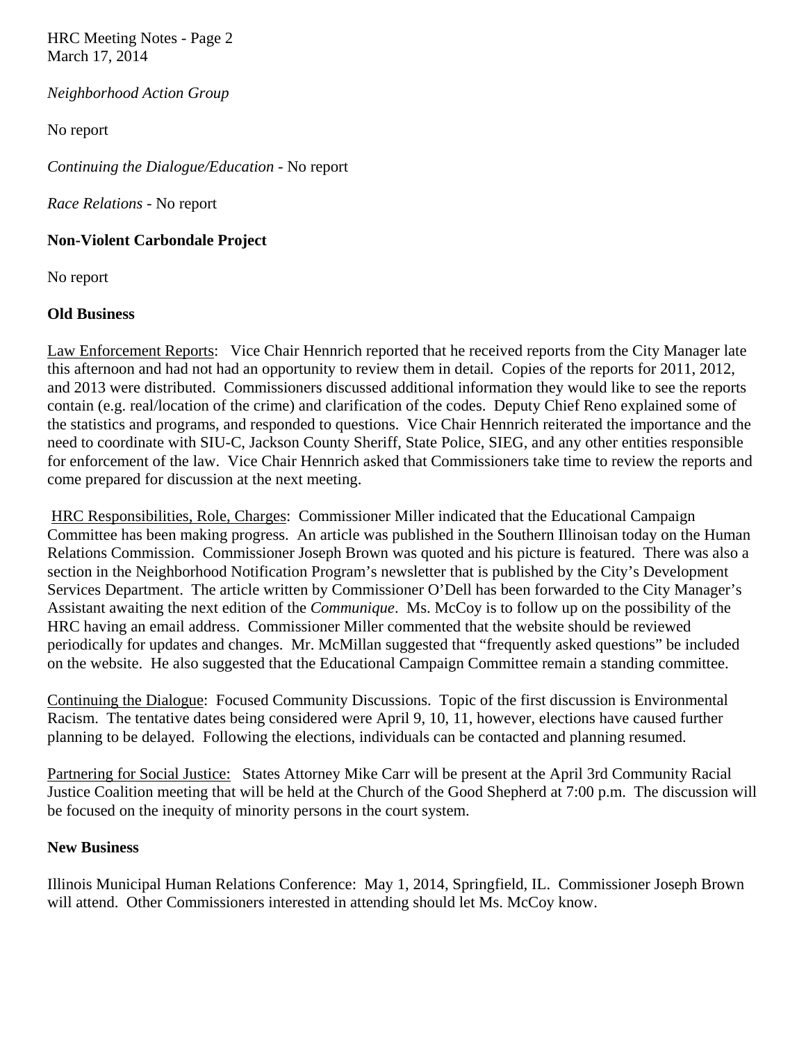*Neighborhood Action Group*

No report

*Continuing the Dialogue/Education* - No report

*Race Relations* - No report

**Non-Violent Carbondale Project**

No report

**Old Business**

Law Enforcement Reports: Vice Chair Hennrich reported that he received reports from the City Manager late this afternoon and had not had an opportunity to review them in detail. Copies of the reports for 2011, 2012, and 2013 were distributed. Commissioners discussed additional information they would like to see the reports contain (e.g. real/location of the crime) and clarification of the codes. Deputy Chief Reno explained some of the statistics and programs, and responded to questions. Vice Chair Hennrich reiterated the importance and the need to coordinate with SIU-C, Jackson County Sheriff, State Police, SIEG, and any other entities responsible for enforcement of the law. Vice Chair Hennrich asked that Commissioners take time to review the reports and come prepared for discussion at the next meeting.

HRC Responsibilities, Role, Charges: Commissioner Miller indicated that the Educational Campaign Committee has been making progress. An article was published in the Southern Illinoisan today on the Human Relations Commission. Commissioner Joseph Brown was quoted and his picture is featured. There was also a section in the Neighborhood Notification Program's newsletter that is published by the City's Development Services Department. The article written by Commissioner O'Dell has been forwarded to the City Manager's Assistant awaiting the next edition of the *Communique*. Ms. McCoy is to follow up on the possibility of the HRC having an email address. Commissioner Miller commented that the website should be reviewed periodically for updates and changes. Mr. McMillan suggested that "frequently asked questions" be included on the website. He also suggested that the Educational Campaign Committee remain a standing committee.

Continuing the Dialogue: Focused Community Discussions. Topic of the first discussion is Environmental Racism. The tentative dates being considered were April 9, 10, 11, however, elections have caused further planning to be delayed. Following the elections, individuals can be contacted and planning resumed.

Partnering for Social Justice: States Attorney Mike Carr will be present at the April 3rd Community Racial Justice Coalition meeting that will be held at the Church of the Good Shepherd at 7:00 p.m. The discussion will be focused on the inequity of minority persons in the court system.

**New Business**

Illinois Municipal Human Relations Conference: May 1, 2014, Springfield, IL. Commissioner Joseph Brown will attend. Other Commissioners interested in attending should let Ms. McCoy know.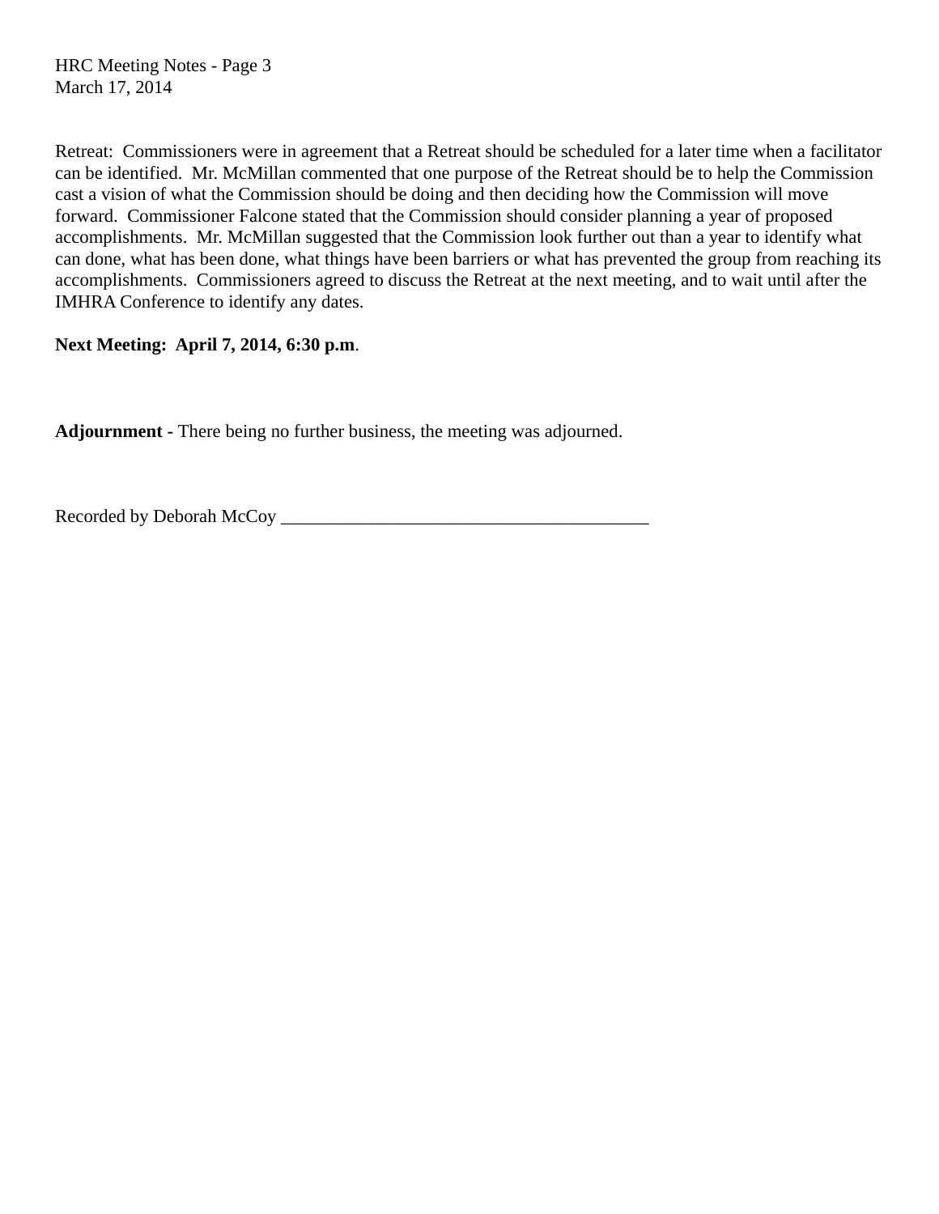Retreat: Commissioners were in agreement that a Retreat should be scheduled for a later time when a facilitator can be identified. Mr. McMillan commented that one purpose of the Retreat should be to help the Commission cast a vision of what the Commission should be doing and then deciding how the Commission will move forward. Commissioner Falcone stated that the Commission should consider planning a year of proposed accomplishments. Mr. McMillan suggested that the Commission look further out than a year to identify what can done, what has been done, what things have been barriers or what has prevented the group from reaching its accomplishments. Commissioners agreed to discuss the Retreat at the next meeting, and to wait until after the IMHRA Conference to identify any dates.

**Next Meeting: April 7, 2014, 6:30 p.m**.

**Adjournment -** There being no further business, the meeting was adjourned.

Recorded by Deborah McCoy _________________________________________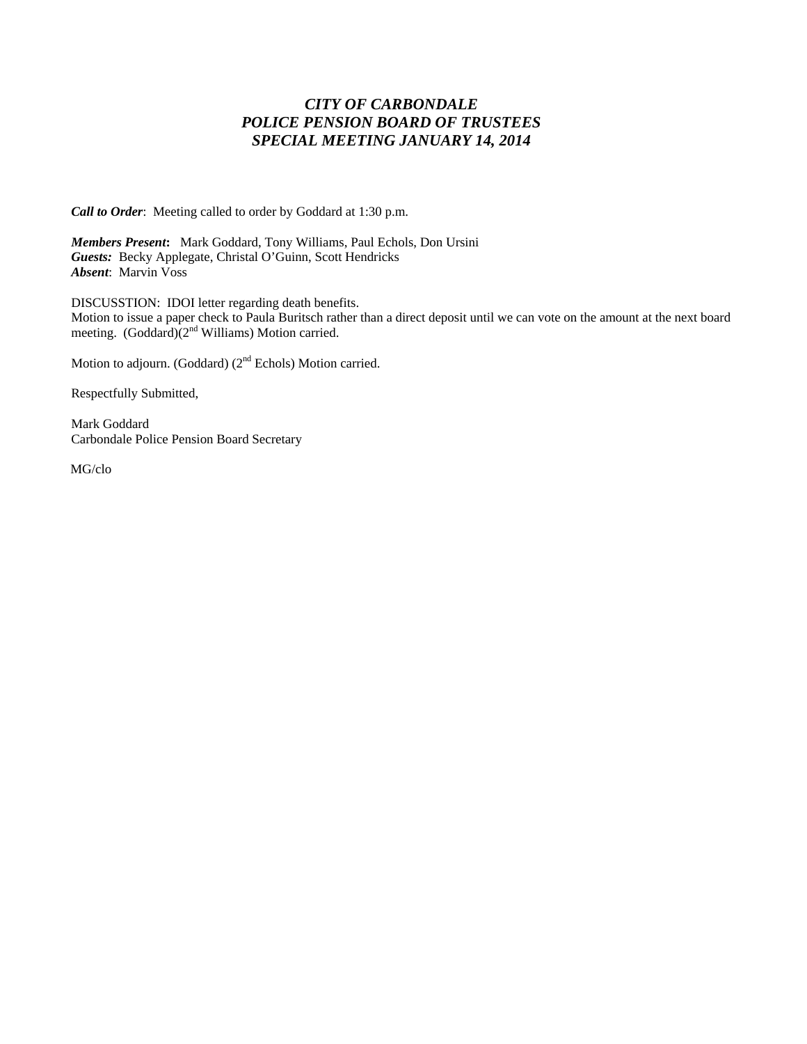# *CITY OF CARBONDALE*
# *POLICE PENSION BOARD OF TRUSTEES*
# *SPECIAL MEETING JANUARY 14, 2014*

***Call to Order***: Meeting called to order by Goddard at 1:30 p.m.

***Members Present*:** Mark Goddard, Tony Williams, Paul Echols, Don Ursini
***Guests:*** Becky Applegate, Christal O'Guinn, Scott Hendricks
***Absent***: Marvin Voss

DISCUSSTION: IDOI letter regarding death benefits.
Motion to issue a paper check to Paula Buritsch rather than a direct deposit until we can vote on the amount at the next board meeting. (Goddard)(2nd Williams) Motion carried.

Motion to adjourn. (Goddard) (2nd Echols) Motion carried.

Respectfully Submitted,

Mark Goddard
Carbondale Police Pension Board Secretary

MG/clo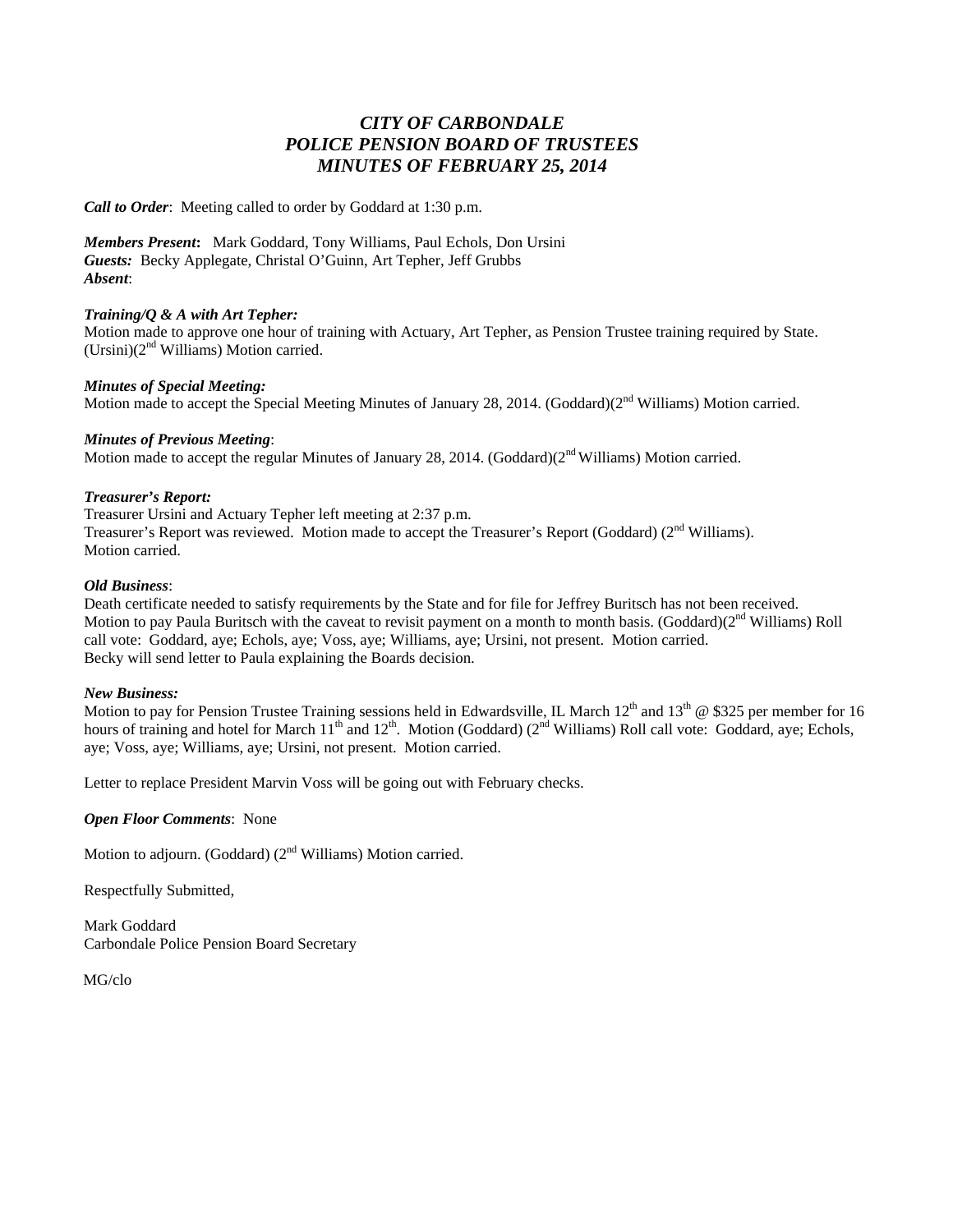# *CITY OF CARBONDALE*
# *POLICE PENSION BOARD OF TRUSTEES*
# *MINUTES OF FEBRUARY 25, 2014*

***Call to Order***: Meeting called to order by Goddard at 1:30 p.m.

***Members Present*:** Mark Goddard, Tony Williams, Paul Echols, Don Ursini
***Guests:*** Becky Applegate, Christal O'Guinn, Art Tepher, Jeff Grubbs
***Absent***:

***Training/Q & A with Art Tepher:***
Motion made to approve one hour of training with Actuary, Art Tepher, as Pension Trustee training required by State. (Ursini)(2nd Williams) Motion carried.

***Minutes of Special Meeting:***
Motion made to accept the Special Meeting Minutes of January 28, 2014. (Goddard)(2nd Williams) Motion carried.

***Minutes of Previous Meeting***:
Motion made to accept the regular Minutes of January 28, 2014. (Goddard)(2nd Williams) Motion carried.

***Treasurer's Report:***
Treasurer Ursini and Actuary Tepher left meeting at 2:37 p.m.
Treasurer's Report was reviewed. Motion made to accept the Treasurer's Report (Goddard) (2nd Williams).
Motion carried.

***Old Business***:
Death certificate needed to satisfy requirements by the State and for file for Jeffrey Buritsch has not been received.
Motion to pay Paula Buritsch with the caveat to revisit payment on a month to month basis. (Goddard)(2nd Williams) Roll call vote: Goddard, aye; Echols, aye; Voss, aye; Williams, aye; Ursini, not present. Motion carried.
Becky will send letter to Paula explaining the Boards decision.

***New Business:***
Motion to pay for Pension Trustee Training sessions held in Edwardsville, IL March 12th and 13th @ $325 per member for 16 hours of training and hotel for March 11th and 12th. Motion (Goddard) (2nd Williams) Roll call vote: Goddard, aye; Echols, aye; Voss, aye; Williams, aye; Ursini, not present. Motion carried.

Letter to replace President Marvin Voss will be going out with February checks.

***Open Floor Comments***: None

Motion to adjourn. (Goddard) (2nd Williams) Motion carried.

Respectfully Submitted,

Mark Goddard
Carbondale Police Pension Board Secretary

MG/clo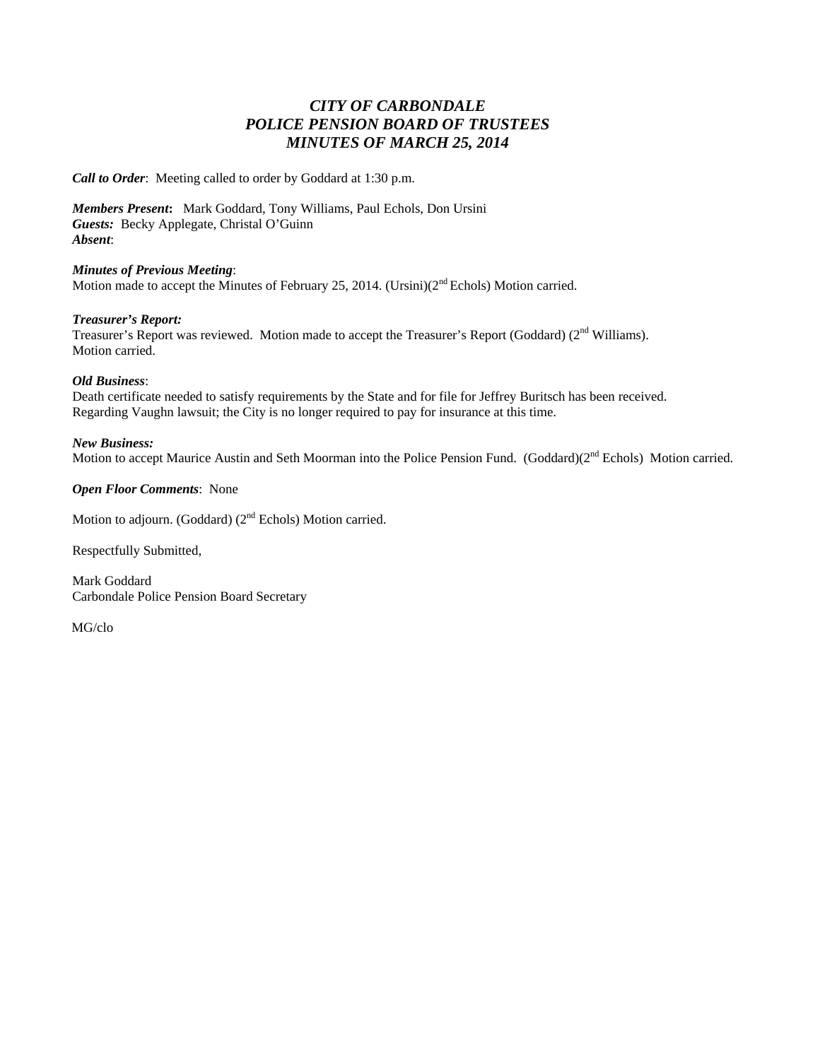# *CITY OF CARBONDALE*
# *POLICE PENSION BOARD OF TRUSTEES*
# *MINUTES OF MARCH 25, 2014*

***Call to Order***: Meeting called to order by Goddard at 1:30 p.m.

***Members Present*:** Mark Goddard, Tony Williams, Paul Echols, Don Ursini
***Guests:*** Becky Applegate, Christal O'Guinn
***Absent***:

***Minutes of Previous Meeting***:
Motion made to accept the Minutes of February 25, 2014. (Ursini)(2nd Echols) Motion carried.

***Treasurer's Report:***
Treasurer's Report was reviewed. Motion made to accept the Treasurer's Report (Goddard) (2nd Williams).
Motion carried.

***Old Business***:
Death certificate needed to satisfy requirements by the State and for file for Jeffrey Buritsch has been received.
Regarding Vaughn lawsuit; the City is no longer required to pay for insurance at this time.

***New Business:***
Motion to accept Maurice Austin and Seth Moorman into the Police Pension Fund. (Goddard)(2nd Echols) Motion carried.

***Open Floor Comments***: None

Motion to adjourn. (Goddard) (2nd Echols) Motion carried.

Respectfully Submitted,

Mark Goddard
Carbondale Police Pension Board Secretary

MG/clo